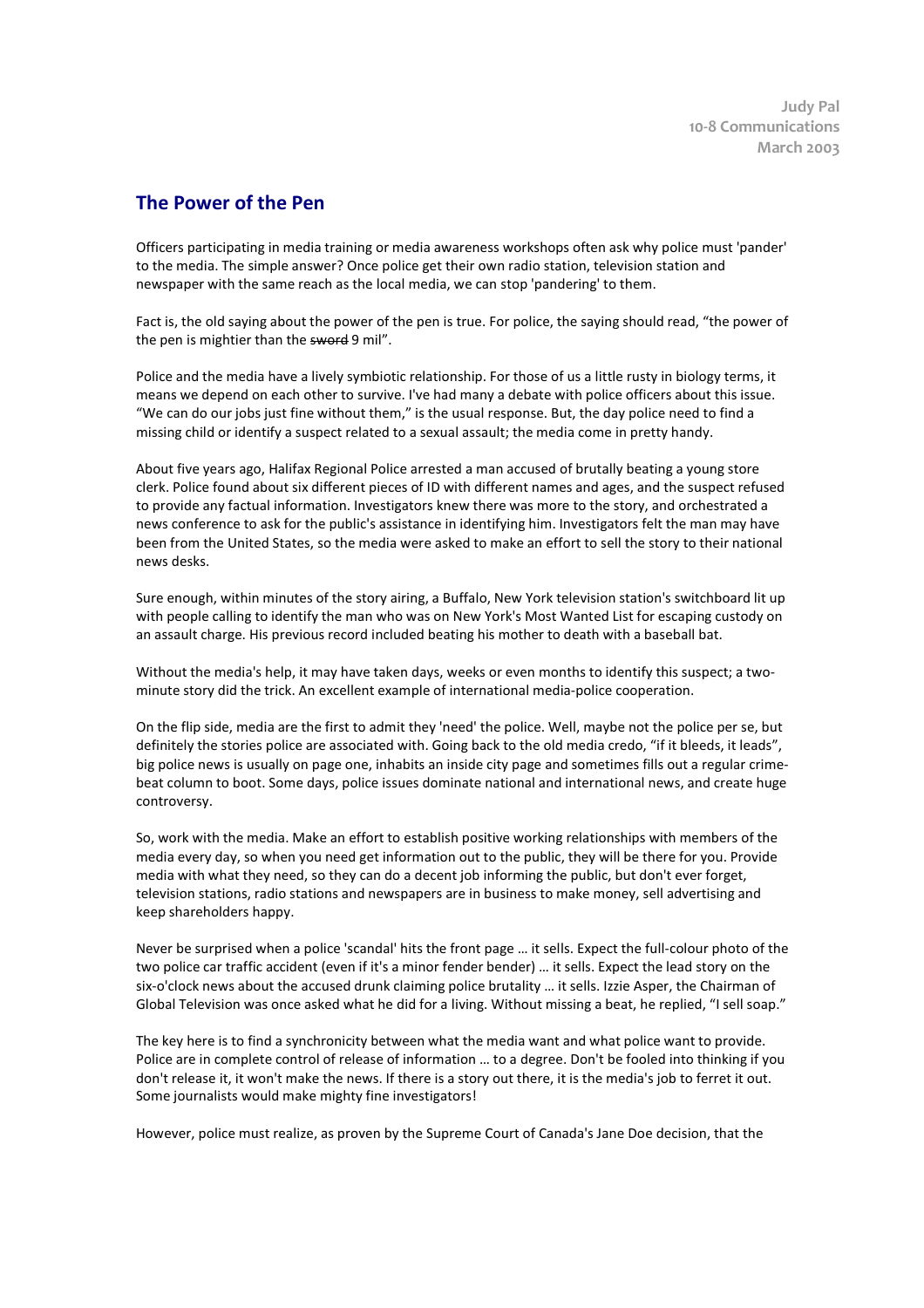Judy Pal
10-8 Communications
March 2003

## The Power of the Pen

Officers participating in media training or media awareness workshops often ask why police must 'pander' to the media. The simple answer? Once police get their own radio station, television station and newspaper with the same reach as the local media, we can stop 'pandering' to them.

Fact is, the old saying about the power of the pen is true. For police, the saying should read, "the power of the pen is mightier than the ~~sword~~ 9 mil".

Police and the media have a lively symbiotic relationship. For those of us a little rusty in biology terms, it means we depend on each other to survive. I've had many a debate with police officers about this issue. "We can do our jobs just fine without them," is the usual response. But, the day police need to find a missing child or identify a suspect related to a sexual assault; the media come in pretty handy.

About five years ago, Halifax Regional Police arrested a man accused of brutally beating a young store clerk. Police found about six different pieces of ID with different names and ages, and the suspect refused to provide any factual information. Investigators knew there was more to the story, and orchestrated a news conference to ask for the public's assistance in identifying him. Investigators felt the man may have been from the United States, so the media were asked to make an effort to sell the story to their national news desks.

Sure enough, within minutes of the story airing, a Buffalo, New York television station's switchboard lit up with people calling to identify the man who was on New York's Most Wanted List for escaping custody on an assault charge. His previous record included beating his mother to death with a baseball bat.

Without the media's help, it may have taken days, weeks or even months to identify this suspect; a two-minute story did the trick. An excellent example of international media-police cooperation.

On the flip side, media are the first to admit they 'need' the police. Well, maybe not the police per se, but definitely the stories police are associated with. Going back to the old media credo, "if it bleeds, it leads", big police news is usually on page one, inhabits an inside city page and sometimes fills out a regular crime-beat column to boot. Some days, police issues dominate national and international news, and create huge controversy.

So, work with the media. Make an effort to establish positive working relationships with members of the media every day, so when you need get information out to the public, they will be there for you. Provide media with what they need, so they can do a decent job informing the public, but don't ever forget, television stations, radio stations and newspapers are in business to make money, sell advertising and keep shareholders happy.

Never be surprised when a police 'scandal' hits the front page … it sells. Expect the full-colour photo of the two police car traffic accident (even if it's a minor fender bender) … it sells. Expect the lead story on the six-o'clock news about the accused drunk claiming police brutality … it sells. Izzie Asper, the Chairman of Global Television was once asked what he did for a living. Without missing a beat, he replied, "I sell soap."

The key here is to find a synchronicity between what the media want and what police want to provide. Police are in complete control of release of information … to a degree. Don't be fooled into thinking if you don't release it, it won't make the news. If there is a story out there, it is the media's job to ferret it out. Some journalists would make mighty fine investigators!

However, police must realize, as proven by the Supreme Court of Canada's Jane Doe decision, that the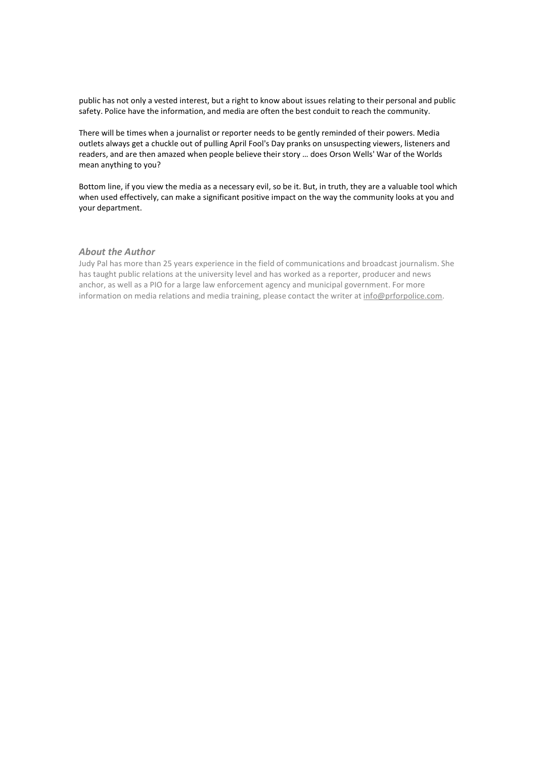public has not only a vested interest, but a right to know about issues relating to their personal and public safety. Police have the information, and media are often the best conduit to reach the community.

There will be times when a journalist or reporter needs to be gently reminded of their powers. Media outlets always get a chuckle out of pulling April Fool's Day pranks on unsuspecting viewers, listeners and readers, and are then amazed when people believe their story … does Orson Wells' War of the Worlds mean anything to you?

Bottom line, if you view the media as a necessary evil, so be it. But, in truth, they are a valuable tool which when used effectively, can make a significant positive impact on the way the community looks at you and your department.

### *About the Author*

Judy Pal has more than 25 years experience in the field of communications and broadcast journalism. She has taught public relations at the university level and has worked as a reporter, producer and news anchor, as well as a PIO for a large law enforcement agency and municipal government. For more information on media relations and media training, please contact the writer at info@prforpolice.com.